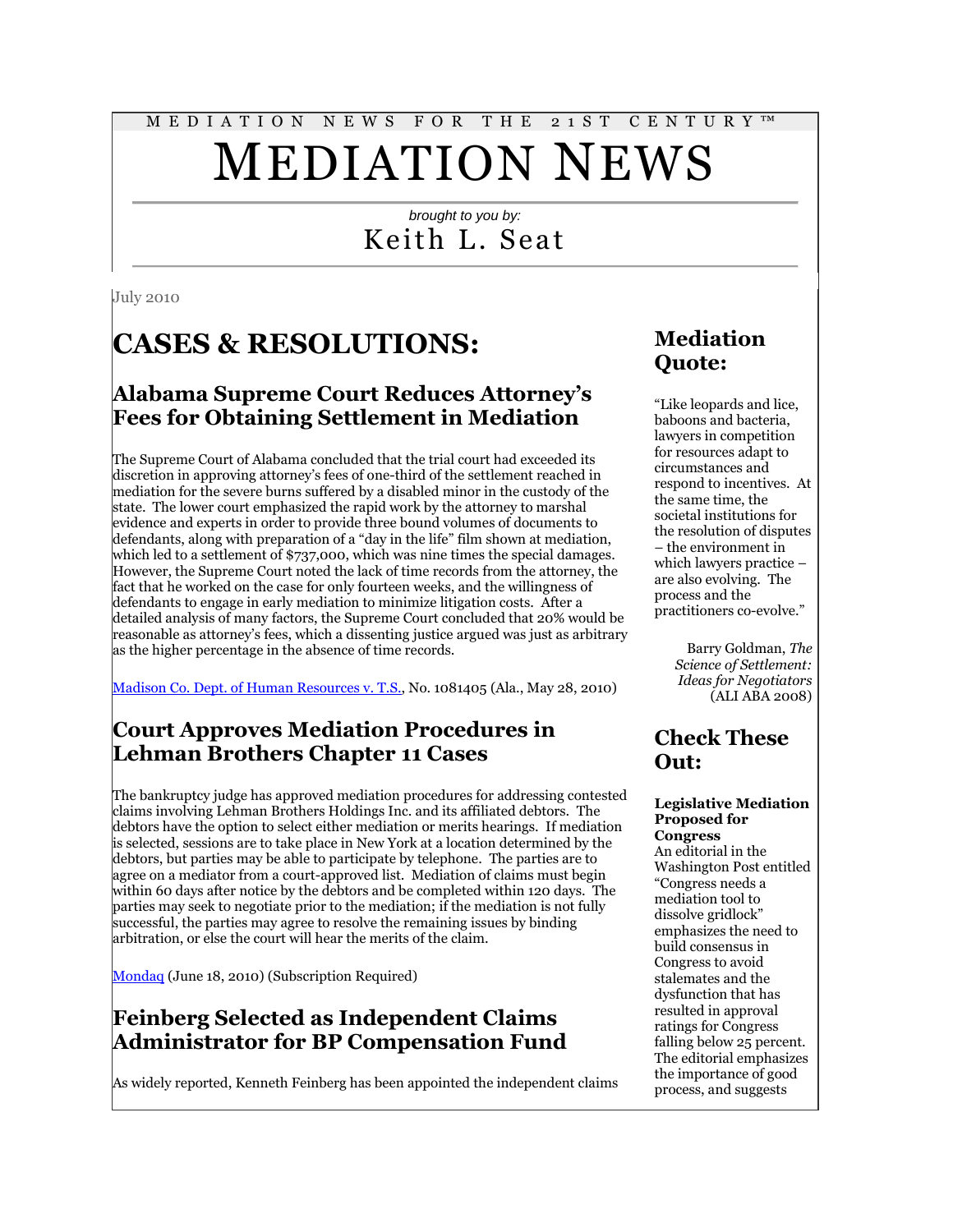MEDIATION NEWS FOR THE 21ST CENTURY™

# MEDIATION NEWS

*brought to you by:*

Keith L. Seat

July 2010

# CASES & RESOLUTIONS:

## Alabama Supreme Court Reduces Attorney's Fees for Obtaining Settlement in Mediation

The Supreme Court of Alabama concluded that the trial court had exceeded its discretion in approving attorney's fees of one-third of the settlement reached in mediation for the severe burns suffered by a disabled minor in the custody of the state. The lower court emphasized the rapid work by the attorney to marshal evidence and experts in order to provide three bound volumes of documents to defendants, along with preparation of a "day in the life" film shown at mediation, which led to a settlement of $737,000, which was nine times the special damages. However, the Supreme Court noted the lack of time records from the attorney, the fact that he worked on the case for only fourteen weeks, and the willingness of defendants to engage in early mediation to minimize litigation costs. After a detailed analysis of many factors, the Supreme Court concluded that 20% would be reasonable as attorney's fees, which a dissenting justice argued was just as arbitrary as the higher percentage in the absence of time records.

Madison Co. Dept. of Human Resources v. T.S., No. 1081405 (Ala., May 28, 2010)

## Court Approves Mediation Procedures in Lehman Brothers Chapter 11 Cases

The bankruptcy judge has approved mediation procedures for addressing contested claims involving Lehman Brothers Holdings Inc. and its affiliated debtors. The debtors have the option to select either mediation or merits hearings. If mediation is selected, sessions are to take place in New York at a location determined by the debtors, but parties may be able to participate by telephone. The parties are to agree on a mediator from a court-approved list. Mediation of claims must begin within 60 days after notice by the debtors and be completed within 120 days. The parties may seek to negotiate prior to the mediation; if the mediation is not fully successful, the parties may agree to resolve the remaining issues by binding arbitration, or else the court will hear the merits of the claim.

Mondaq (June 18, 2010) (Subscription Required)

## Feinberg Selected as Independent Claims Administrator for BP Compensation Fund

As widely reported, Kenneth Feinberg has been appointed the independent claims

## Mediation Quote:

"Like leopards and lice, baboons and bacteria, lawyers in competition for resources adapt to circumstances and respond to incentives. At the same time, the societal institutions for the resolution of disputes – the environment in which lawyers practice – are also evolving. The process and the practitioners co-evolve."

Barry Goldman, *The Science of Settlement: Ideas for Negotiators* (ALI ABA 2008)

## Check These Out:

**Legislative Mediation Proposed for Congress**
An editorial in the Washington Post entitled "Congress needs a mediation tool to dissolve gridlock" emphasizes the need to build consensus in Congress to avoid stalemates and the dysfunction that has resulted in approval ratings for Congress falling below 25 percent. The editorial emphasizes the importance of good process, and suggests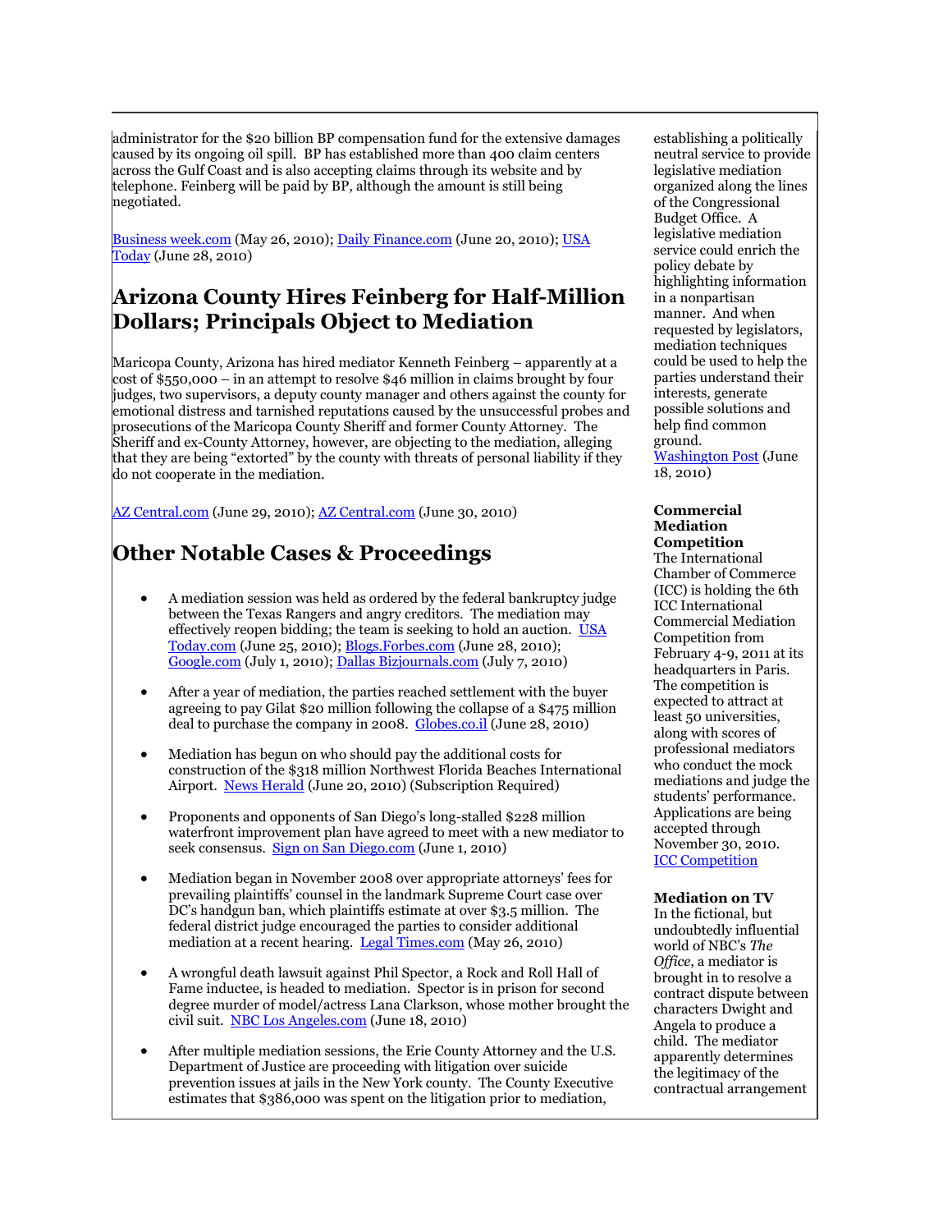administrator for the $20 billion BP compensation fund for the extensive damages caused by its ongoing oil spill. BP has established more than 400 claim centers across the Gulf Coast and is also accepting claims through its website and by telephone. Feinberg will be paid by BP, although the amount is still being negotiated.

Business week.com (May 26, 2010); Daily Finance.com (June 20, 2010); USA Today (June 28, 2010)

## Arizona County Hires Feinberg for Half-Million Dollars; Principals Object to Mediation

Maricopa County, Arizona has hired mediator Kenneth Feinberg – apparently at a cost of $550,000 – in an attempt to resolve $46 million in claims brought by four judges, two supervisors, a deputy county manager and others against the county for emotional distress and tarnished reputations caused by the unsuccessful probes and prosecutions of the Maricopa County Sheriff and former County Attorney. The Sheriff and ex-County Attorney, however, are objecting to the mediation, alleging that they are being "extorted" by the county with threats of personal liability if they do not cooperate in the mediation.

AZ Central.com (June 29, 2010); AZ Central.com (June 30, 2010)

## Other Notable Cases & Proceedings

- A mediation session was held as ordered by the federal bankruptcy judge between the Texas Rangers and angry creditors. The mediation may effectively reopen bidding; the team is seeking to hold an auction. USA Today.com (June 25, 2010); Blogs.Forbes.com (June 28, 2010); Google.com (July 1, 2010); Dallas Bizjournals.com (July 7, 2010)

- After a year of mediation, the parties reached settlement with the buyer agreeing to pay Gilat $20 million following the collapse of a $475 million deal to purchase the company in 2008. Globes.co.il (June 28, 2010)

- Mediation has begun on who should pay the additional costs for construction of the $318 million Northwest Florida Beaches International Airport. News Herald (June 20, 2010) (Subscription Required)

- Proponents and opponents of San Diego's long-stalled $228 million waterfront improvement plan have agreed to meet with a new mediator to seek consensus. Sign on San Diego.com (June 1, 2010)

- Mediation began in November 2008 over appropriate attorneys' fees for prevailing plaintiffs' counsel in the landmark Supreme Court case over DC's handgun ban, which plaintiffs estimate at over $3.5 million. The federal district judge encouraged the parties to consider additional mediation at a recent hearing. Legal Times.com (May 26, 2010)

- A wrongful death lawsuit against Phil Spector, a Rock and Roll Hall of Fame inductee, is headed to mediation. Spector is in prison for second degree murder of model/actress Lana Clarkson, whose mother brought the civil suit. NBC Los Angeles.com (June 18, 2010)

- After multiple mediation sessions, the Erie County Attorney and the U.S. Department of Justice are proceeding with litigation over suicide prevention issues at jails in the New York county. The County Executive estimates that $386,000 was spent on the litigation prior to mediation,

establishing a politically neutral service to provide legislative mediation organized along the lines of the Congressional Budget Office. A legislative mediation service could enrich the policy debate by highlighting information in a nonpartisan manner. And when requested by legislators, mediation techniques could be used to help the parties understand their interests, generate possible solutions and help find common ground. Washington Post (June 18, 2010)

**Commercial Mediation Competition**
The International Chamber of Commerce (ICC) is holding the 6th ICC International Commercial Mediation Competition from February 4-9, 2011 at its headquarters in Paris. The competition is expected to attract at least 50 universities, along with scores of professional mediators who conduct the mock mediations and judge the students' performance. Applications are being accepted through November 30, 2010. ICC Competition

**Mediation on TV**
In the fictional, but undoubtedly influential world of NBC's *The Office*, a mediator is brought in to resolve a contract dispute between characters Dwight and Angela to produce a child. The mediator apparently determines the legitimacy of the contractual arrangement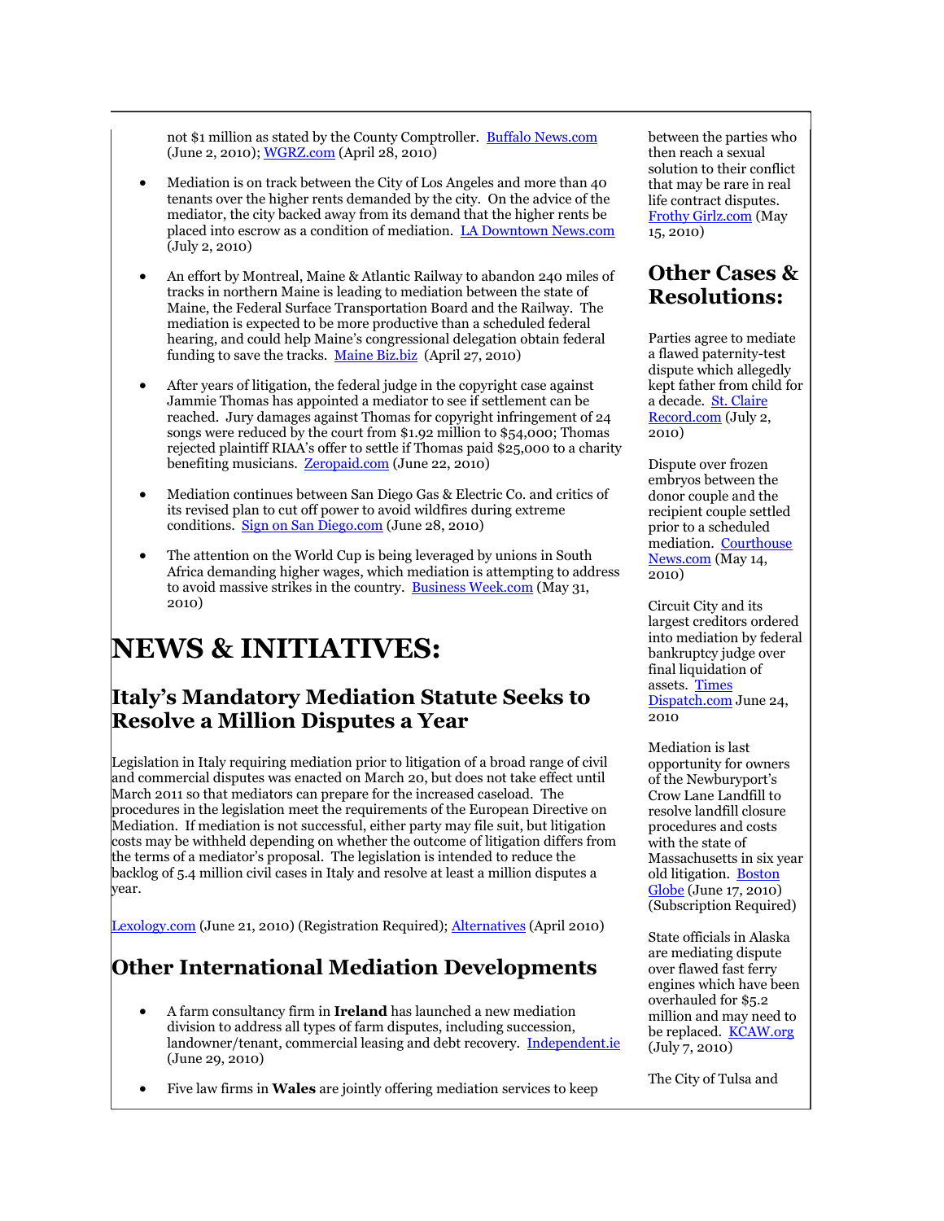not $1 million as stated by the County Comptroller. Buffalo News.com (June 2, 2010); WGRZ.com (April 28, 2010)

- Mediation is on track between the City of Los Angeles and more than 40 tenants over the higher rents demanded by the city. On the advice of the mediator, the city backed away from its demand that the higher rents be placed into escrow as a condition of mediation. LA Downtown News.com (July 2, 2010)

- An effort by Montreal, Maine & Atlantic Railway to abandon 240 miles of tracks in northern Maine is leading to mediation between the state of Maine, the Federal Surface Transportation Board and the Railway. The mediation is expected to be more productive than a scheduled federal hearing, and could help Maine's congressional delegation obtain federal funding to save the tracks. Maine Biz.biz (April 27, 2010)

- After years of litigation, the federal judge in the copyright case against Jammie Thomas has appointed a mediator to see if settlement can be reached. Jury damages against Thomas for copyright infringement of 24 songs were reduced by the court from $1.92 million to $54,000; Thomas rejected plaintiff RIAA's offer to settle if Thomas paid $25,000 to a charity benefiting musicians. Zeropaid.com (June 22, 2010)

- Mediation continues between San Diego Gas & Electric Co. and critics of its revised plan to cut off power to avoid wildfires during extreme conditions. Sign on San Diego.com (June 28, 2010)

- The attention on the World Cup is being leveraged by unions in South Africa demanding higher wages, which mediation is attempting to address to avoid massive strikes in the country. Business Week.com (May 31, 2010)

# NEWS & INITIATIVES:

## Italy's Mandatory Mediation Statute Seeks to Resolve a Million Disputes a Year

Legislation in Italy requiring mediation prior to litigation of a broad range of civil and commercial disputes was enacted on March 20, but does not take effect until March 2011 so that mediators can prepare for the increased caseload. The procedures in the legislation meet the requirements of the European Directive on Mediation. If mediation is not successful, either party may file suit, but litigation costs may be withheld depending on whether the outcome of litigation differs from the terms of a mediator's proposal. The legislation is intended to reduce the backlog of 5.4 million civil cases in Italy and resolve at least a million disputes a year.

Lexology.com (June 21, 2010) (Registration Required); Alternatives (April 2010)

## Other International Mediation Developments

- A farm consultancy firm in **Ireland** has launched a new mediation division to address all types of farm disputes, including succession, landowner/tenant, commercial leasing and debt recovery. Independent.ie (June 29, 2010)

- Five law firms in **Wales** are jointly offering mediation services to keep

between the parties who then reach a sexual solution to their conflict that may be rare in real life contract disputes. Frothy Girlz.com (May 15, 2010)

## Other Cases & Resolutions:

Parties agree to mediate a flawed paternity-test dispute which allegedly kept father from child for a decade. St. Claire Record.com (July 2, 2010)

Dispute over frozen embryos between the donor couple and the recipient couple settled prior to a scheduled mediation. Courthouse News.com (May 14, 2010)

Circuit City and its largest creditors ordered into mediation by federal bankruptcy judge over final liquidation of assets. Times Dispatch.com June 24, 2010

Mediation is last opportunity for owners of the Newburyport's Crow Lane Landfill to resolve landfill closure procedures and costs with the state of Massachusetts in six year old litigation. Boston Globe (June 17, 2010) (Subscription Required)

State officials in Alaska are mediating dispute over flawed fast ferry engines which have been overhauled for $5.2 million and may need to be replaced. KCAW.org (July 7, 2010)

The City of Tulsa and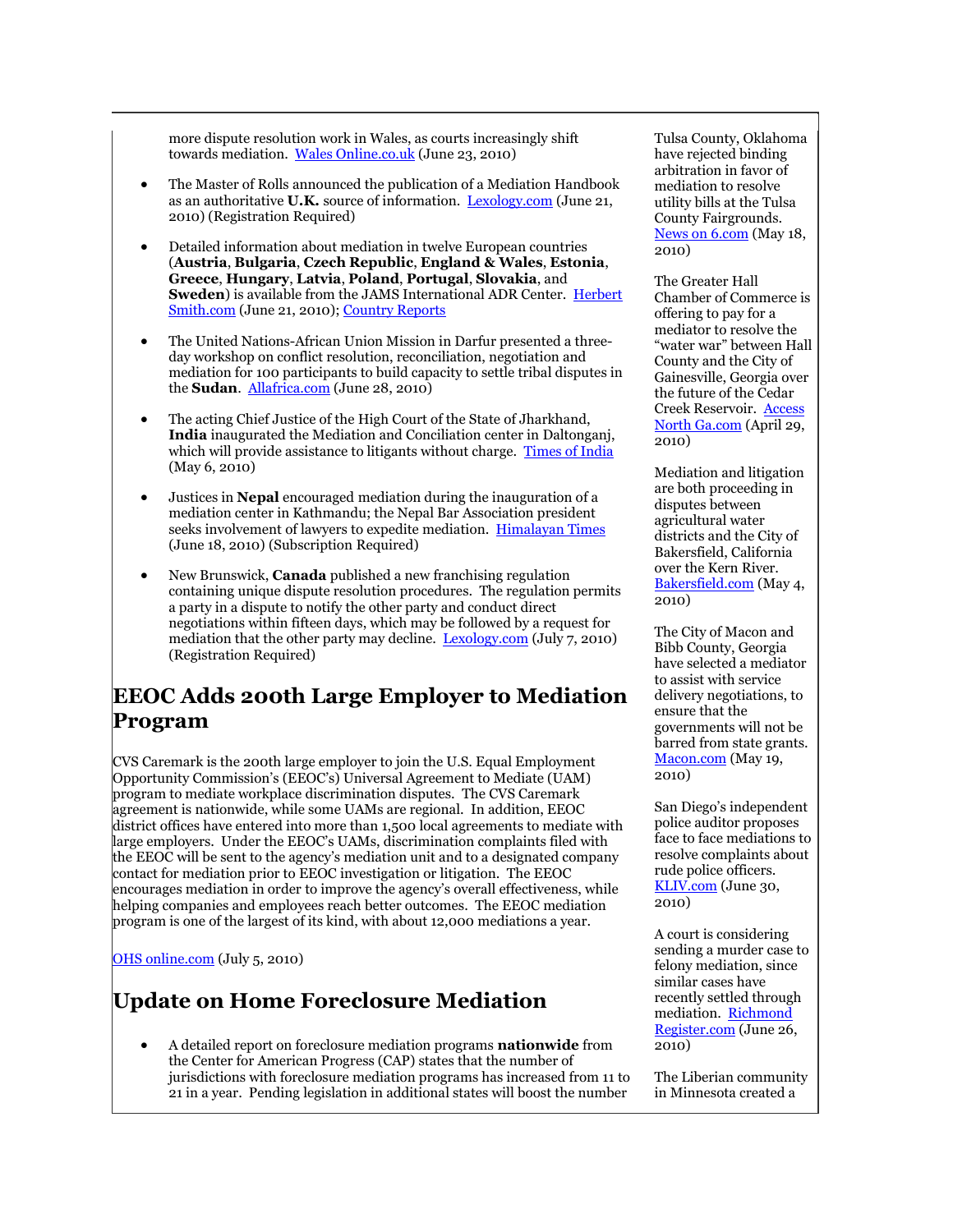more dispute resolution work in Wales, as courts increasingly shift towards mediation. [Wales Online.co.uk](#) (June 23, 2010)

- The Master of Rolls announced the publication of a Mediation Handbook as an authoritative **U.K.** source of information. [Lexology.com](#) (June 21, 2010) (Registration Required)

- Detailed information about mediation in twelve European countries (**Austria**, **Bulgaria**, **Czech Republic**, **England & Wales**, **Estonia**, **Greece**, **Hungary**, **Latvia**, **Poland**, **Portugal**, **Slovakia**, and **Sweden**) is available from the JAMS International ADR Center. [Herbert Smith.com](#) (June 21, 2010); [Country Reports](#)

- The United Nations-African Union Mission in Darfur presented a three-day workshop on conflict resolution, reconciliation, negotiation and mediation for 100 participants to build capacity to settle tribal disputes in the **Sudan**. [Allafrica.com](#) (June 28, 2010)

- The acting Chief Justice of the High Court of the State of Jharkhand, **India** inaugurated the Mediation and Conciliation center in Daltonganj, which will provide assistance to litigants without charge. [Times of India](#) (May 6, 2010)

- Justices in **Nepal** encouraged mediation during the inauguration of a mediation center in Kathmandu; the Nepal Bar Association president seeks involvement of lawyers to expedite mediation. [Himalayan Times](#) (June 18, 2010) (Subscription Required)

- New Brunswick, **Canada** published a new franchising regulation containing unique dispute resolution procedures. The regulation permits a party in a dispute to notify the other party and conduct direct negotiations within fifteen days, which may be followed by a request for mediation that the other party may decline. [Lexology.com](#) (July 7, 2010) (Registration Required)

## EEOC Adds 200th Large Employer to Mediation Program

CVS Caremark is the 200th large employer to join the U.S. Equal Employment Opportunity Commission's (EEOC's) Universal Agreement to Mediate (UAM) program to mediate workplace discrimination disputes. The CVS Caremark agreement is nationwide, while some UAMs are regional. In addition, EEOC district offices have entered into more than 1,500 local agreements to mediate with large employers. Under the EEOC's UAMs, discrimination complaints filed with the EEOC will be sent to the agency's mediation unit and to a designated company contact for mediation prior to EEOC investigation or litigation. The EEOC encourages mediation in order to improve the agency's overall effectiveness, while helping companies and employees reach better outcomes. The EEOC mediation program is one of the largest of its kind, with about 12,000 mediations a year.

[OHS online.com](#) (July 5, 2010)

## Update on Home Foreclosure Mediation

- A detailed report on foreclosure mediation programs **nationwide** from the Center for American Progress (CAP) states that the number of jurisdictions with foreclosure mediation programs has increased from 11 to 21 in a year. Pending legislation in additional states will boost the number

Tulsa County, Oklahoma have rejected binding arbitration in favor of mediation to resolve utility bills at the Tulsa County Fairgrounds. [News on 6.com](#) (May 18, 2010)

The Greater Hall Chamber of Commerce is offering to pay for a mediator to resolve the "water war" between Hall County and the City of Gainesville, Georgia over the future of the Cedar Creek Reservoir. [Access North Ga.com](#) (April 29, 2010)

Mediation and litigation are both proceeding in disputes between agricultural water districts and the City of Bakersfield, California over the Kern River. [Bakersfield.com](#) (May 4, 2010)

The City of Macon and Bibb County, Georgia have selected a mediator to assist with service delivery negotiations, to ensure that the governments will not be barred from state grants. [Macon.com](#) (May 19, 2010)

San Diego's independent police auditor proposes face to face mediations to resolve complaints about rude police officers. [KLIV.com](#) (June 30, 2010)

A court is considering sending a murder case to felony mediation, since similar cases have recently settled through mediation. [Richmond Register.com](#) (June 26, 2010)

The Liberian community in Minnesota created a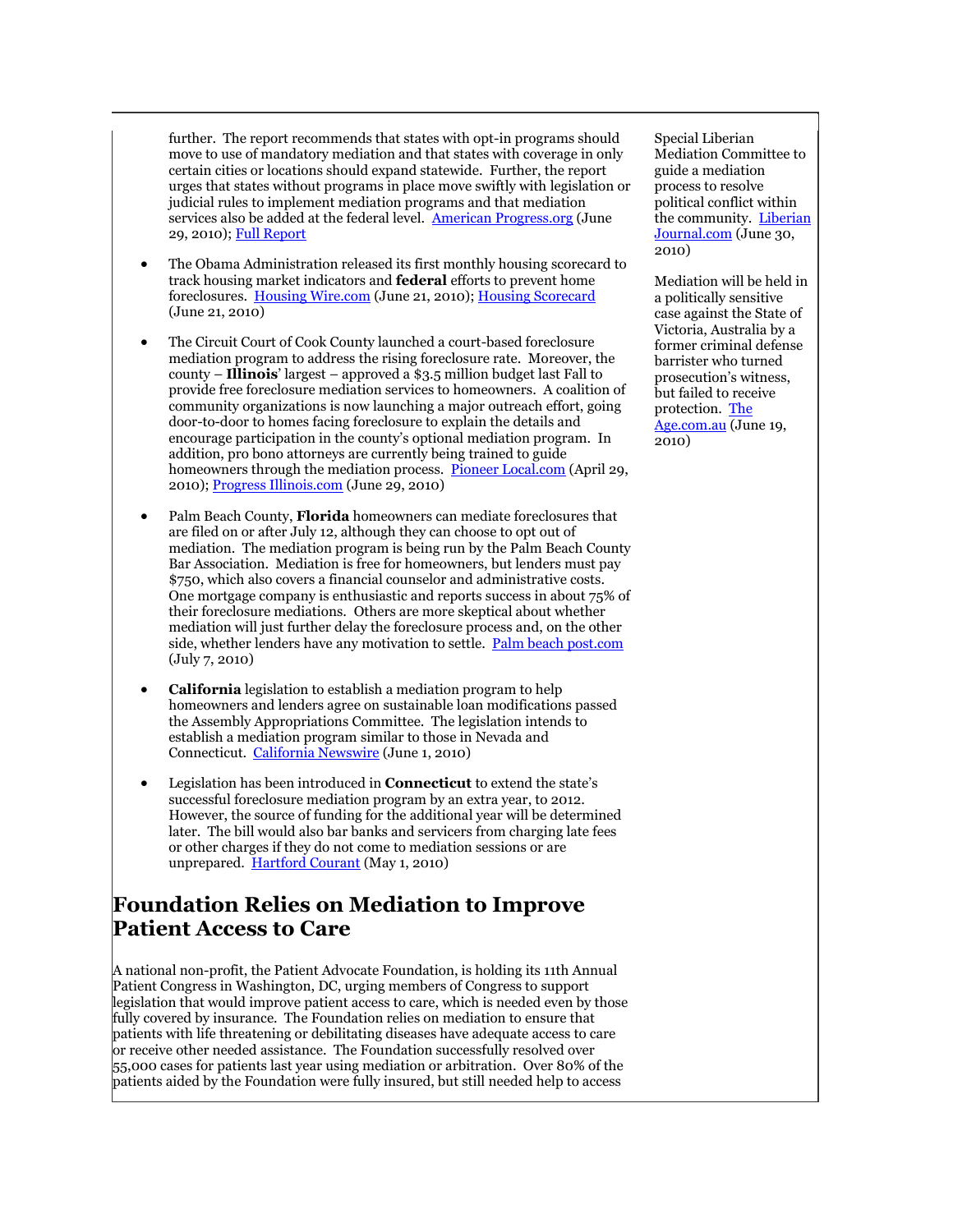further. The report recommends that states with opt-in programs should move to use of mandatory mediation and that states with coverage in only certain cities or locations should expand statewide. Further, the report urges that states without programs in place move swiftly with legislation or judicial rules to implement mediation programs and that mediation services also be added at the federal level. [American Progress.org](#) (June 29, 2010); [Full Report](#)

- The Obama Administration released its first monthly housing scorecard to track housing market indicators and **federal** efforts to prevent home foreclosures. [Housing Wire.com](#) (June 21, 2010); [Housing Scorecard](#) (June 21, 2010)

- The Circuit Court of Cook County launched a court-based foreclosure mediation program to address the rising foreclosure rate. Moreover, the county – **Illinois**' largest – approved a $3.5 million budget last Fall to provide free foreclosure mediation services to homeowners. A coalition of community organizations is now launching a major outreach effort, going door-to-door to homes facing foreclosure to explain the details and encourage participation in the county's optional mediation program. In addition, pro bono attorneys are currently being trained to guide homeowners through the mediation process. [Pioneer Local.com](#) (April 29, 2010); [Progress Illinois.com](#) (June 29, 2010)

- Palm Beach County, **Florida** homeowners can mediate foreclosures that are filed on or after July 12, although they can choose to opt out of mediation. The mediation program is being run by the Palm Beach County Bar Association. Mediation is free for homeowners, but lenders must pay $750, which also covers a financial counselor and administrative costs. One mortgage company is enthusiastic and reports success in about 75% of their foreclosure mediations. Others are more skeptical about whether mediation will just further delay the foreclosure process and, on the other side, whether lenders have any motivation to settle. [Palm beach post.com](#) (July 7, 2010)

- **California** legislation to establish a mediation program to help homeowners and lenders agree on sustainable loan modifications passed the Assembly Appropriations Committee. The legislation intends to establish a mediation program similar to those in Nevada and Connecticut. [California Newswire](#) (June 1, 2010)

- Legislation has been introduced in **Connecticut** to extend the state's successful foreclosure mediation program by an extra year, to 2012. However, the source of funding for the additional year will be determined later. The bill would also bar banks and servicers from charging late fees or other charges if they do not come to mediation sessions or are unprepared. [Hartford Courant](#) (May 1, 2010)

## Foundation Relies on Mediation to Improve Patient Access to Care

A national non-profit, the Patient Advocate Foundation, is holding its 11th Annual Patient Congress in Washington, DC, urging members of Congress to support legislation that would improve patient access to care, which is needed even by those fully covered by insurance. The Foundation relies on mediation to ensure that patients with life threatening or debilitating diseases have adequate access to care or receive other needed assistance. The Foundation successfully resolved over 55,000 cases for patients last year using mediation or arbitration. Over 80% of the patients aided by the Foundation were fully insured, but still needed help to access

Special Liberian Mediation Committee to guide a mediation process to resolve political conflict within the community. [Liberian Journal.com](#) (June 30, 2010)

Mediation will be held in a politically sensitive case against the State of Victoria, Australia by a former criminal defense barrister who turned prosecution's witness, but failed to receive protection. [The Age.com.au](#) (June 19, 2010)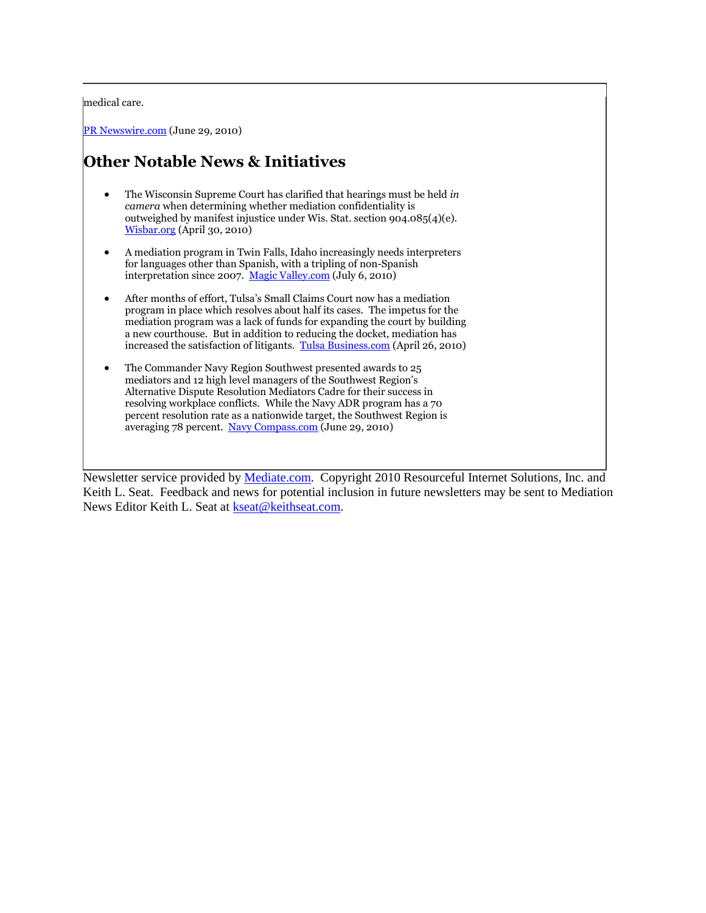medical care.

[PR Newswire.com] (June 29, 2010)

## Other Notable News & Initiatives

- The Wisconsin Supreme Court has clarified that hearings must be held *in camera* when determining whether mediation confidentiality is outweighed by manifest injustice under Wis. Stat. section 904.085(4)(e). Wisbar.org (April 30, 2010)

- A mediation program in Twin Falls, Idaho increasingly needs interpreters for languages other than Spanish, with a tripling of non-Spanish interpretation since 2007. Magic Valley.com (July 6, 2010)

- After months of effort, Tulsa's Small Claims Court now has a mediation program in place which resolves about half its cases. The impetus for the mediation program was a lack of funds for expanding the court by building a new courthouse. But in addition to reducing the docket, mediation has increased the satisfaction of litigants. Tulsa Business.com (April 26, 2010)

- The Commander Navy Region Southwest presented awards to 25 mediators and 12 high level managers of the Southwest Region's Alternative Dispute Resolution Mediators Cadre for their success in resolving workplace conflicts. While the Navy ADR program has a 70 percent resolution rate as a nationwide target, the Southwest Region is averaging 78 percent. Navy Compass.com (June 29, 2010)

Newsletter service provided by Mediate.com. Copyright 2010 Resourceful Internet Solutions, Inc. and Keith L. Seat. Feedback and news for potential inclusion in future newsletters may be sent to Mediation News Editor Keith L. Seat at kseat@keithseat.com.